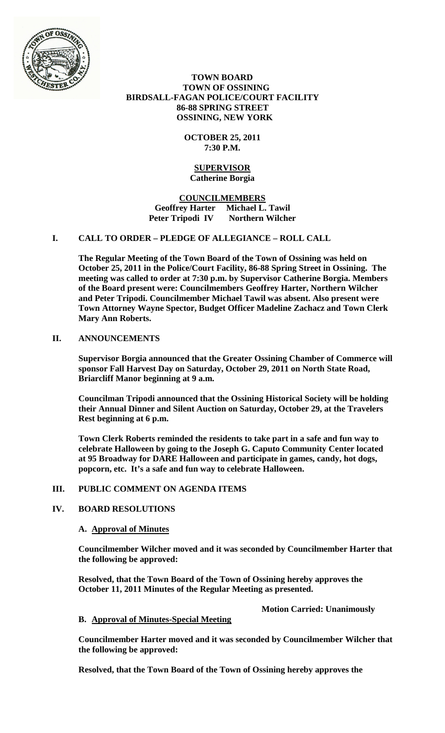# TOWN BOARD
## TOWN OF OSSINING
## BIRDSALL-FAGAN POLICE/COURT FACILITY
## 86-88 SPRING STREET
## OSSINING, NEW YORK

**OCTOBER 25, 2011**
**7:30 P.M.**

**SUPERVISOR**
**Catherine Borgia**

**COUNCILMEMBERS**
**Geoffrey Harter Michael L. Tawil**
**Peter Tripodi IV Northern Wilcher**

## I. CALL TO ORDER – PLEDGE OF ALLEGIANCE – ROLL CALL

**The Regular Meeting of the Town Board of the Town of Ossining was held on October 25, 2011 in the Police/Court Facility, 86-88 Spring Street in Ossining. The meeting was called to order at 7:30 p.m. by Supervisor Catherine Borgia. Members of the Board present were: Councilmembers Geoffrey Harter, Northern Wilcher and Peter Tripodi. Councilmember Michael Tawil was absent. Also present were Town Attorney Wayne Spector, Budget Officer Madeline Zachacz and Town Clerk Mary Ann Roberts.**

## II. ANNOUNCEMENTS

**Supervisor Borgia announced that the Greater Ossining Chamber of Commerce will sponsor Fall Harvest Day on Saturday, October 29, 2011 on North State Road, Briarcliff Manor beginning at 9 a.m.**

**Councilman Tripodi announced that the Ossining Historical Society will be holding their Annual Dinner and Silent Auction on Saturday, October 29, at the Travelers Rest beginning at 6 p.m.**

**Town Clerk Roberts reminded the residents to take part in a safe and fun way to celebrate Halloween by going to the Joseph G. Caputo Community Center located at 95 Broadway for DARE Halloween and participate in games, candy, hot dogs, popcorn, etc. It's a safe and fun way to celebrate Halloween.**

## III. PUBLIC COMMENT ON AGENDA ITEMS

## IV. BOARD RESOLUTIONS

### A. Approval of Minutes

**Councilmember Wilcher moved and it was seconded by Councilmember Harter that the following be approved:**

**Resolved, that the Town Board of the Town of Ossining hereby approves the October 11, 2011 Minutes of the Regular Meeting as presented.**

**Motion Carried: Unanimously**

### B. Approval of Minutes-Special Meeting

**Councilmember Harter moved and it was seconded by Councilmember Wilcher that the following be approved:**

**Resolved, that the Town Board of the Town of Ossining hereby approves the**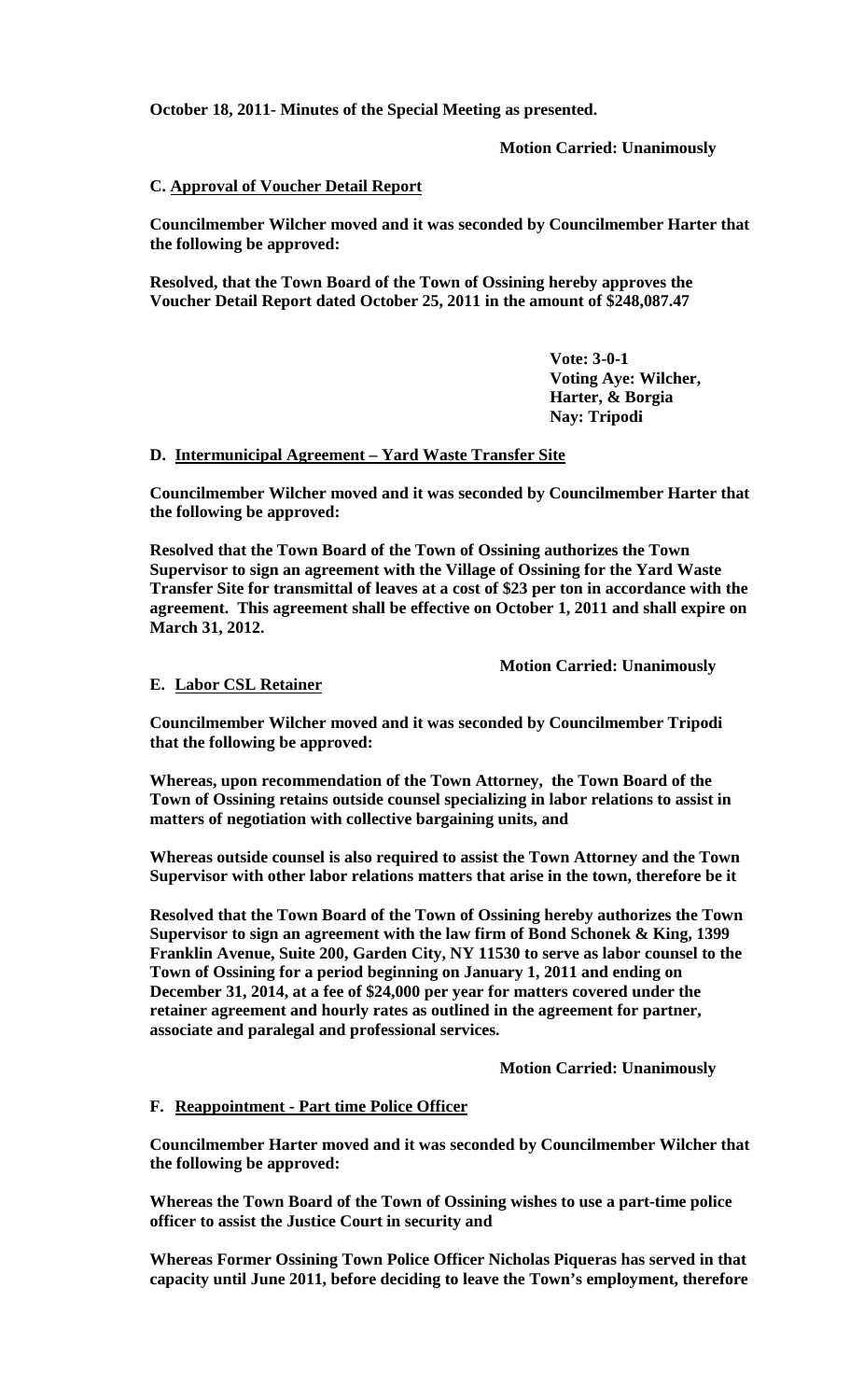**October 18, 2011- Minutes of the Special Meeting as presented.**

**Motion Carried: Unanimously**

**C. Approval of Voucher Detail Report**

**Councilmember Wilcher moved and it was seconded by Councilmember Harter that the following be approved:**

**Resolved, that the Town Board of the Town of Ossining hereby approves the Voucher Detail Report dated October 25, 2011 in the amount of $248,087.47**

**Vote: 3-0-1**
**Voting Aye: Wilcher, Harter, & Borgia**
**Nay: Tripodi**

**D. Intermunicipal Agreement – Yard Waste Transfer Site**

**Councilmember Wilcher moved and it was seconded by Councilmember Harter that the following be approved:**

**Resolved that the Town Board of the Town of Ossining authorizes the Town Supervisor to sign an agreement with the Village of Ossining for the Yard Waste Transfer Site for transmittal of leaves at a cost of $23 per ton in accordance with the agreement. This agreement shall be effective on October 1, 2011 and shall expire on March 31, 2012.**

**Motion Carried: Unanimously**

**E. Labor CSL Retainer**

**Councilmember Wilcher moved and it was seconded by Councilmember Tripodi that the following be approved:**

**Whereas, upon recommendation of the Town Attorney, the Town Board of the Town of Ossining retains outside counsel specializing in labor relations to assist in matters of negotiation with collective bargaining units, and**

**Whereas outside counsel is also required to assist the Town Attorney and the Town Supervisor with other labor relations matters that arise in the town, therefore be it**

**Resolved that the Town Board of the Town of Ossining hereby authorizes the Town Supervisor to sign an agreement with the law firm of Bond Schonek & King, 1399 Franklin Avenue, Suite 200, Garden City, NY 11530 to serve as labor counsel to the Town of Ossining for a period beginning on January 1, 2011 and ending on December 31, 2014, at a fee of $24,000 per year for matters covered under the retainer agreement and hourly rates as outlined in the agreement for partner, associate and paralegal and professional services.**

**Motion Carried: Unanimously**

**F. Reappointment - Part time Police Officer**

**Councilmember Harter moved and it was seconded by Councilmember Wilcher that the following be approved:**

**Whereas the Town Board of the Town of Ossining wishes to use a part-time police officer to assist the Justice Court in security and**

**Whereas Former Ossining Town Police Officer Nicholas Piqueras has served in that capacity until June 2011, before deciding to leave the Town's employment, therefore**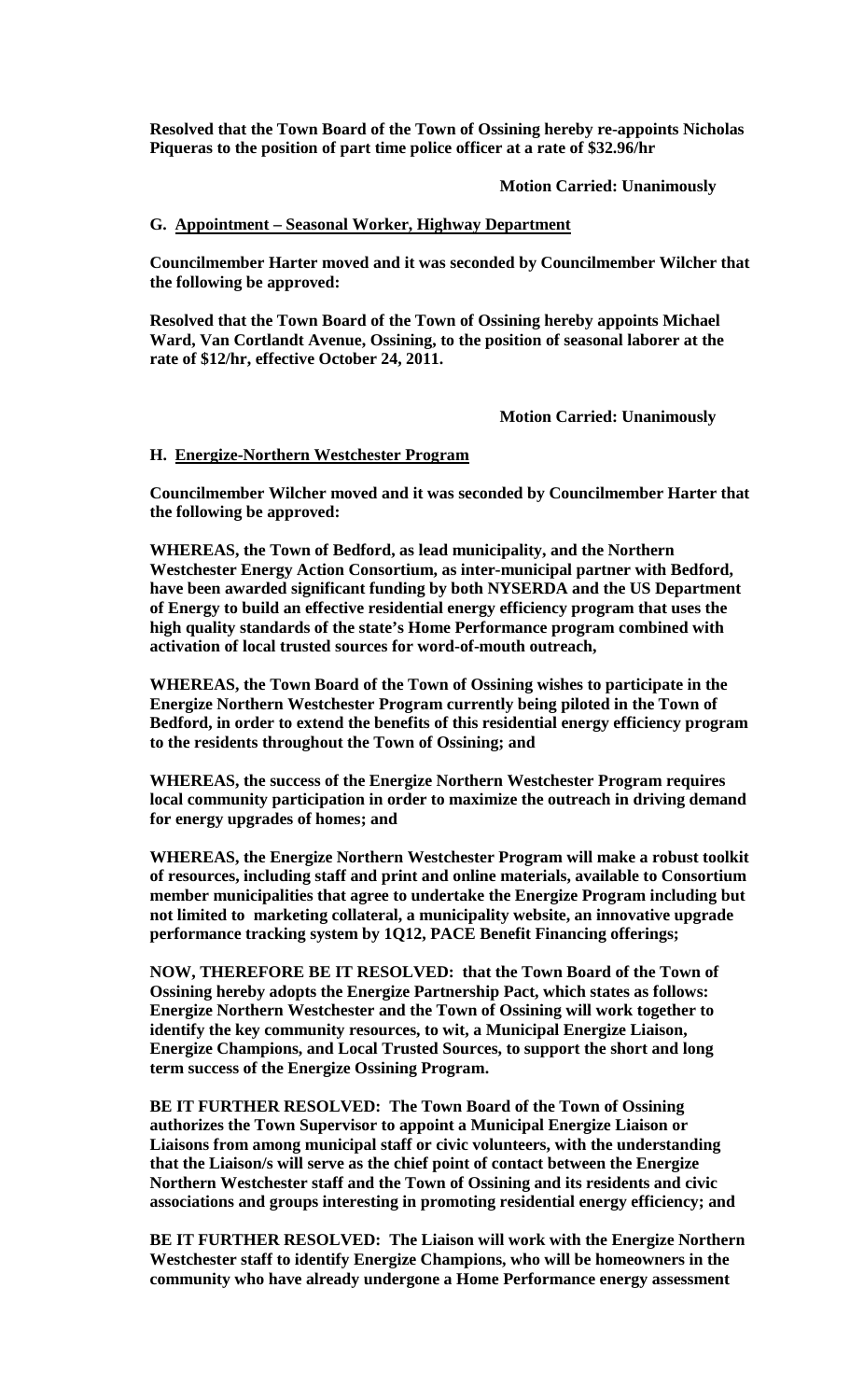**Resolved that the Town Board of the Town of Ossining hereby re-appoints Nicholas Piqueras to the position of part time police officer at a rate of $32.96/hr**

**Motion Carried: Unanimously**

**G. Appointment – Seasonal Worker, Highway Department**

**Councilmember Harter moved and it was seconded by Councilmember Wilcher that the following be approved:**

**Resolved that the Town Board of the Town of Ossining hereby appoints Michael Ward, Van Cortlandt Avenue, Ossining, to the position of seasonal laborer at the rate of $12/hr, effective October 24, 2011.**

**Motion Carried: Unanimously**

**H. Energize-Northern Westchester Program**

**Councilmember Wilcher moved and it was seconded by Councilmember Harter that the following be approved:**

**WHEREAS, the Town of Bedford, as lead municipality, and the Northern Westchester Energy Action Consortium, as inter-municipal partner with Bedford, have been awarded significant funding by both NYSERDA and the US Department of Energy to build an effective residential energy efficiency program that uses the high quality standards of the state's Home Performance program combined with activation of local trusted sources for word-of-mouth outreach,**

**WHEREAS, the Town Board of the Town of Ossining wishes to participate in the Energize Northern Westchester Program currently being piloted in the Town of Bedford, in order to extend the benefits of this residential energy efficiency program to the residents throughout the Town of Ossining; and**

**WHEREAS, the success of the Energize Northern Westchester Program requires local community participation in order to maximize the outreach in driving demand for energy upgrades of homes; and**

**WHEREAS, the Energize Northern Westchester Program will make a robust toolkit of resources, including staff and print and online materials, available to Consortium member municipalities that agree to undertake the Energize Program including but not limited to marketing collateral, a municipality website, an innovative upgrade performance tracking system by 1Q12, PACE Benefit Financing offerings;**

**NOW, THEREFORE BE IT RESOLVED: that the Town Board of the Town of Ossining hereby adopts the Energize Partnership Pact, which states as follows: Energize Northern Westchester and the Town of Ossining will work together to identify the key community resources, to wit, a Municipal Energize Liaison, Energize Champions, and Local Trusted Sources, to support the short and long term success of the Energize Ossining Program.**

**BE IT FURTHER RESOLVED: The Town Board of the Town of Ossining authorizes the Town Supervisor to appoint a Municipal Energize Liaison or Liaisons from among municipal staff or civic volunteers, with the understanding that the Liaison/s will serve as the chief point of contact between the Energize Northern Westchester staff and the Town of Ossining and its residents and civic associations and groups interesting in promoting residential energy efficiency; and**

**BE IT FURTHER RESOLVED: The Liaison will work with the Energize Northern Westchester staff to identify Energize Champions, who will be homeowners in the community who have already undergone a Home Performance energy assessment**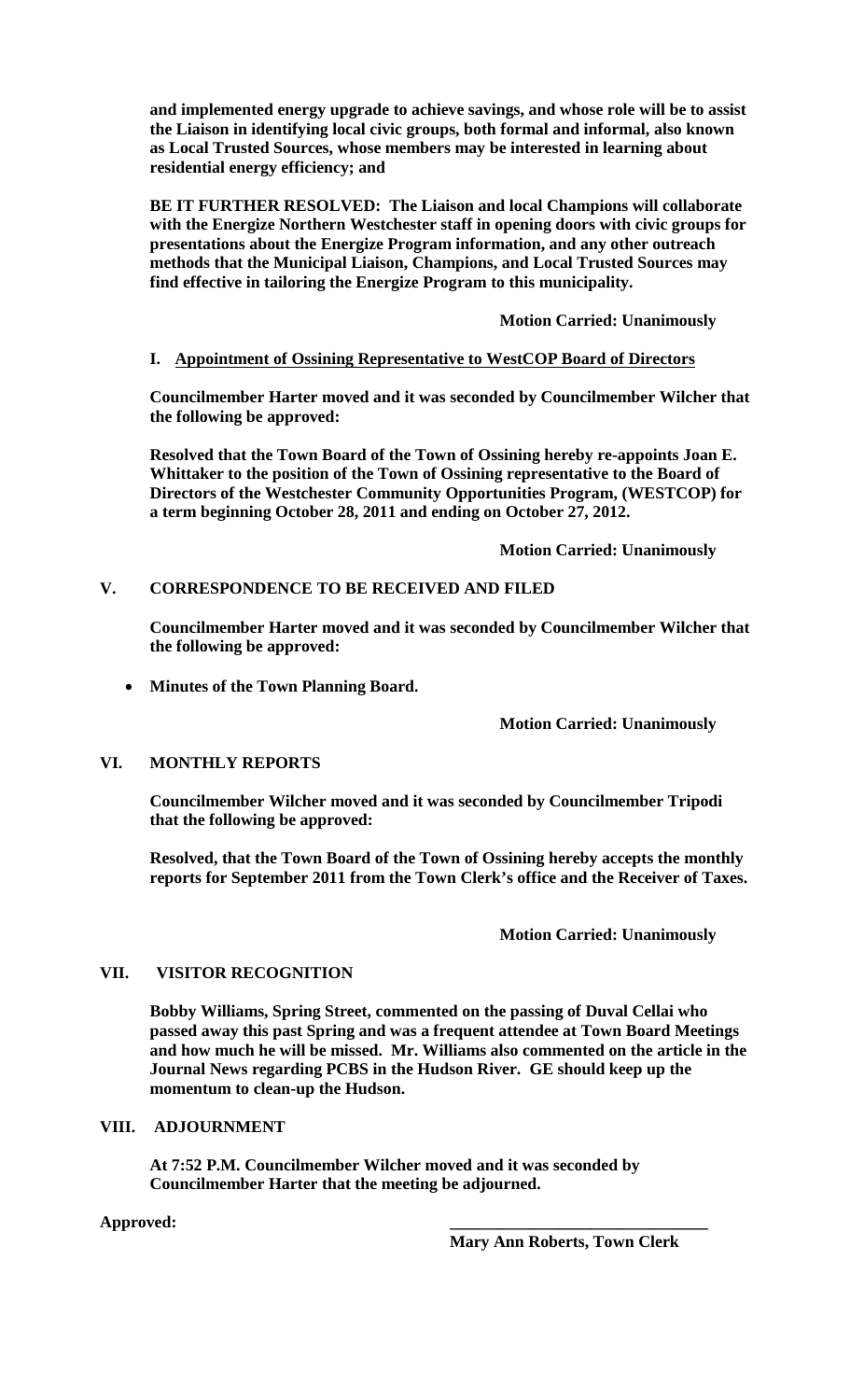**and implemented energy upgrade to achieve savings, and whose role will be to assist the Liaison in identifying local civic groups, both formal and informal, also known as Local Trusted Sources, whose members may be interested in learning about residential energy efficiency; and**

**BE IT FURTHER RESOLVED: The Liaison and local Champions will collaborate with the Energize Northern Westchester staff in opening doors with civic groups for presentations about the Energize Program information, and any other outreach methods that the Municipal Liaison, Champions, and Local Trusted Sources may find effective in tailoring the Energize Program to this municipality.**

**Motion Carried: Unanimously**

**I. Appointment of Ossining Representative to WestCOP Board of Directors**

**Councilmember Harter moved and it was seconded by Councilmember Wilcher that the following be approved:**

**Resolved that the Town Board of the Town of Ossining hereby re-appoints Joan E. Whittaker to the position of the Town of Ossining representative to the Board of Directors of the Westchester Community Opportunities Program, (WESTCOP) for a term beginning October 28, 2011 and ending on October 27, 2012.**

**Motion Carried: Unanimously**

## V. CORRESPONDENCE TO BE RECEIVED AND FILED

**Councilmember Harter moved and it was seconded by Councilmember Wilcher that the following be approved:**

- **Minutes of the Town Planning Board.**

**Motion Carried: Unanimously**

## VI. MONTHLY REPORTS

**Councilmember Wilcher moved and it was seconded by Councilmember Tripodi that the following be approved:**

**Resolved, that the Town Board of the Town of Ossining hereby accepts the monthly reports for September 2011 from the Town Clerk's office and the Receiver of Taxes.**

**Motion Carried: Unanimously**

## VII. VISITOR RECOGNITION

**Bobby Williams, Spring Street, commented on the passing of Duval Cellai who passed away this past Spring and was a frequent attendee at Town Board Meetings and how much he will be missed. Mr. Williams also commented on the article in the Journal News regarding PCBS in the Hudson River. GE should keep up the momentum to clean-up the Hudson.**

## VIII. ADJOURNMENT

**At 7:52 P.M. Councilmember Wilcher moved and it was seconded by Councilmember Harter that the meeting be adjourned.**

**Approved:** \_\_\_\_\_\_\_\_\_\_\_\_\_\_\_\_\_\_\_\_\_\_\_\_\_\_\_\_\_\_\_\_

**Mary Ann Roberts, Town Clerk**